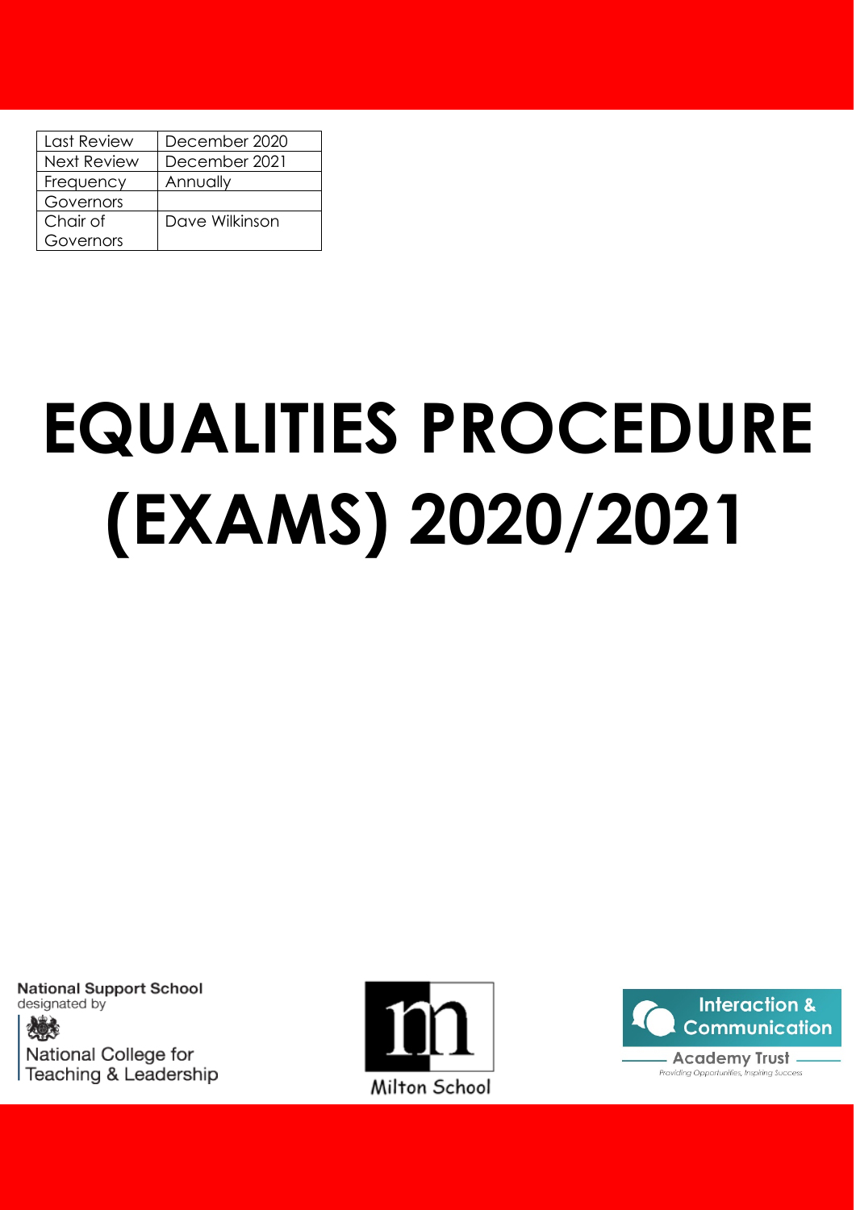| Last Review | December 2020 |
|---|---|
| Next Review | December 2021 |
| Frequency | Annually |
| Governors | |
| Chair of Governors | Dave Wilkinson |

# EQUALITIES PROCEDURE (EXAMS) 2020/2021

National Support School designated by National College for Teaching & Leadership

Milton School

Interaction & Communication Academy Trust

*Providing Opportunities, Inspiring Success*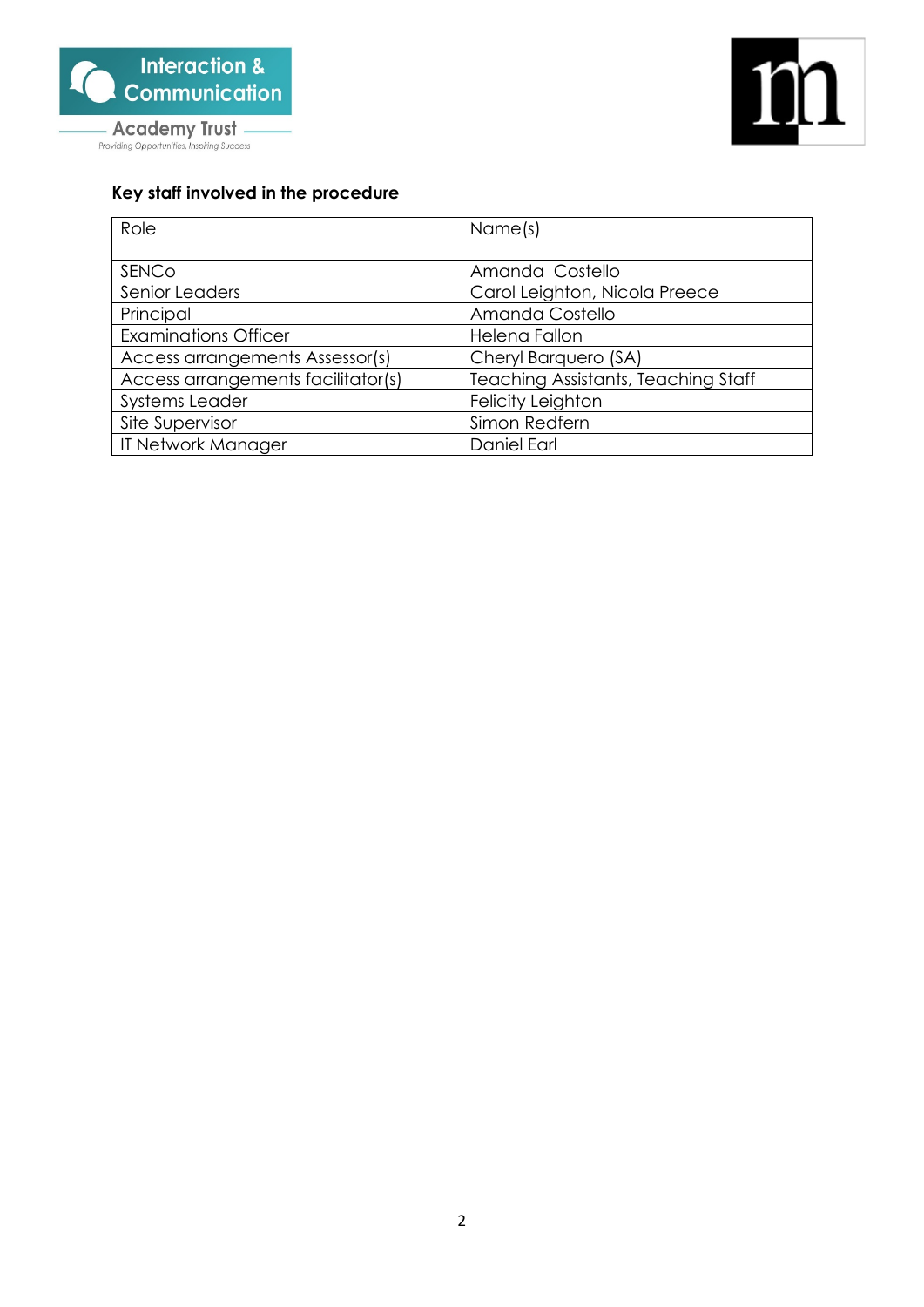**Key staff involved in the procedure**

| Role | Name(s) |
|---|---|
| SENCo | Amanda Costello |
| Senior Leaders | Carol Leighton, Nicola Preece |
| Principal | Amanda Costello |
| Examinations Officer | Helena Fallon |
| Access arrangements Assessor(s) | Cheryl Barquero (SA) |
| Access arrangements facilitator(s) | Teaching Assistants, Teaching Staff |
| Systems Leader | Felicity Leighton |
| Site Supervisor | Simon Redfern |
| IT Network Manager | Daniel Earl |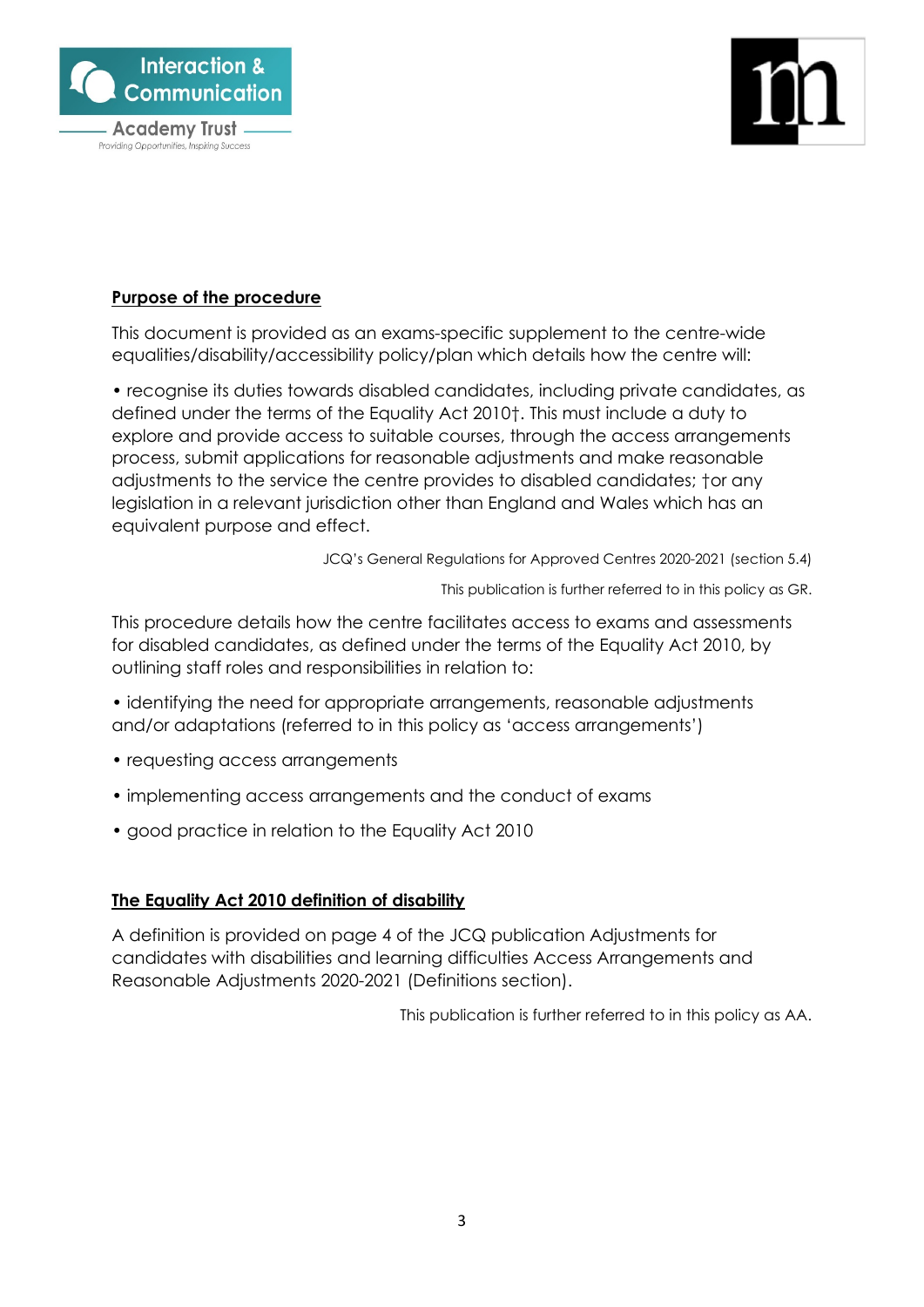## Purpose of the procedure

This document is provided as an exams-specific supplement to the centre-wide equalities/disability/accessibility policy/plan which details how the centre will:

• recognise its duties towards disabled candidates, including private candidates, as defined under the terms of the Equality Act 2010†. This must include a duty to explore and provide access to suitable courses, through the access arrangements process, submit applications for reasonable adjustments and make reasonable adjustments to the service the centre provides to disabled candidates; †or any legislation in a relevant jurisdiction other than England and Wales which has an equivalent purpose and effect.

JCQ's General Regulations for Approved Centres 2020-2021 (section 5.4)

This publication is further referred to in this policy as GR.

This procedure details how the centre facilitates access to exams and assessments for disabled candidates, as defined under the terms of the Equality Act 2010, by outlining staff roles and responsibilities in relation to:

• identifying the need for appropriate arrangements, reasonable adjustments and/or adaptations (referred to in this policy as 'access arrangements')

• requesting access arrangements

• implementing access arrangements and the conduct of exams

• good practice in relation to the Equality Act 2010

## The Equality Act 2010 definition of disability

A definition is provided on page 4 of the JCQ publication Adjustments for candidates with disabilities and learning difficulties Access Arrangements and Reasonable Adjustments 2020-2021 (Definitions section).

This publication is further referred to in this policy as AA.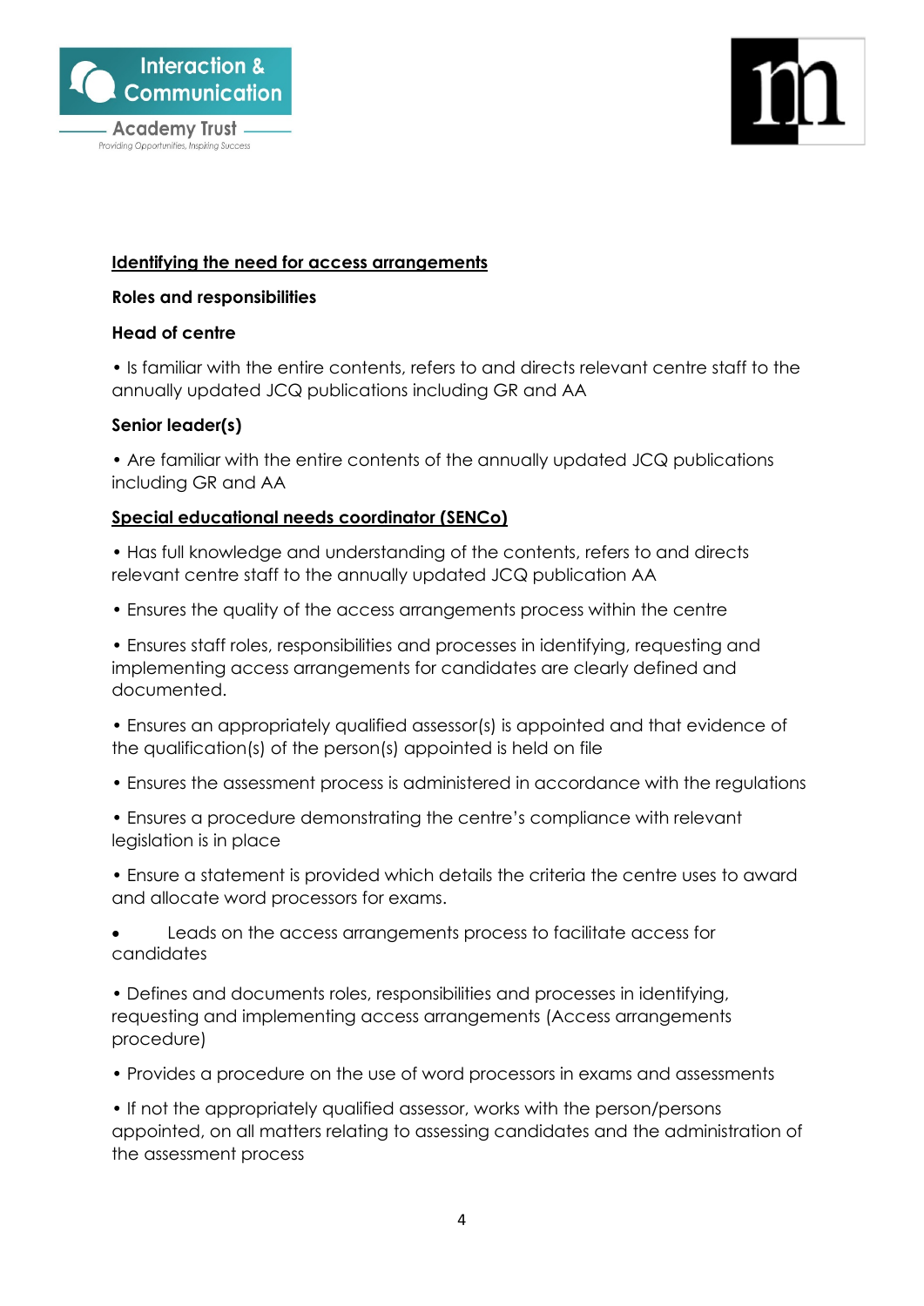**<u>Identifying the need for access arrangements</u>**

**Roles and responsibilities**

**Head of centre**

- Is familiar with the entire contents, refers to and directs relevant centre staff to the annually updated JCQ publications including GR and AA

**Senior leader(s)**

- Are familiar with the entire contents of the annually updated JCQ publications including GR and AA

**<u>Special educational needs coordinator (SENCo)</u>**

- Has full knowledge and understanding of the contents, refers to and directs relevant centre staff to the annually updated JCQ publication AA
- Ensures the quality of the access arrangements process within the centre
- Ensures staff roles, responsibilities and processes in identifying, requesting and implementing access arrangements for candidates are clearly defined and documented.
- Ensures an appropriately qualified assessor(s) is appointed and that evidence of the qualification(s) of the person(s) appointed is held on file
- Ensures the assessment process is administered in accordance with the regulations
- Ensures a procedure demonstrating the centre's compliance with relevant legislation is in place
- Ensure a statement is provided which details the criteria the centre uses to award and allocate word processors for exams.
- Leads on the access arrangements process to facilitate access for candidates
- Defines and documents roles, responsibilities and processes in identifying, requesting and implementing access arrangements (Access arrangements procedure)
- Provides a procedure on the use of word processors in exams and assessments
- If not the appropriately qualified assessor, works with the person/persons appointed, on all matters relating to assessing candidates and the administration of the assessment process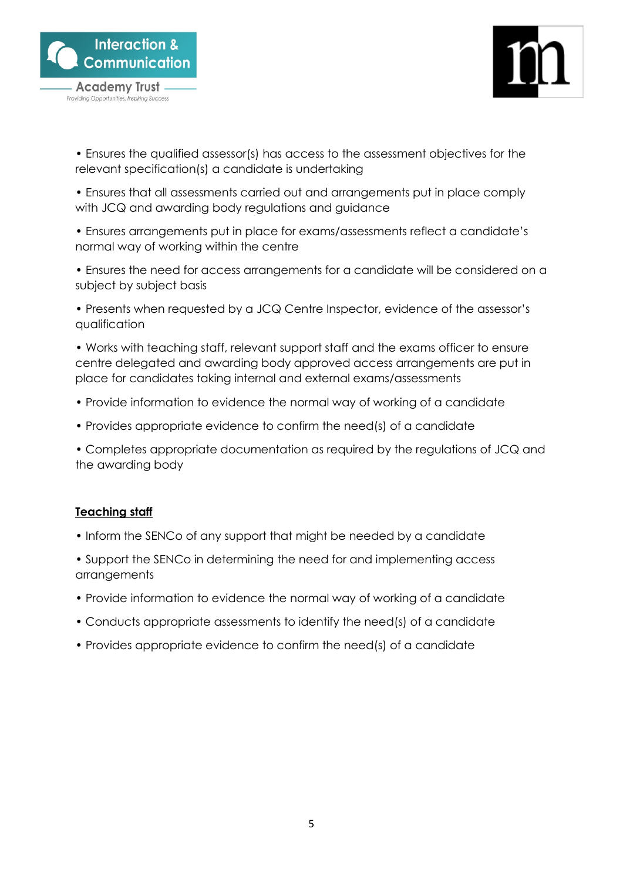- Ensures the qualified assessor(s) has access to the assessment objectives for the relevant specification(s) a candidate is undertaking
- Ensures that all assessments carried out and arrangements put in place comply with JCQ and awarding body regulations and guidance
- Ensures arrangements put in place for exams/assessments reflect a candidate's normal way of working within the centre
- Ensures the need for access arrangements for a candidate will be considered on a subject by subject basis
- Presents when requested by a JCQ Centre Inspector, evidence of the assessor's qualification
- Works with teaching staff, relevant support staff and the exams officer to ensure centre delegated and awarding body approved access arrangements are put in place for candidates taking internal and external exams/assessments
- Provide information to evidence the normal way of working of a candidate
- Provides appropriate evidence to confirm the need(s) of a candidate
- Completes appropriate documentation as required by the regulations of JCQ and the awarding body

**Teaching staff**

- Inform the SENCo of any support that might be needed by a candidate
- Support the SENCo in determining the need for and implementing access arrangements
- Provide information to evidence the normal way of working of a candidate
- Conducts appropriate assessments to identify the need(s) of a candidate
- Provides appropriate evidence to confirm the need(s) of a candidate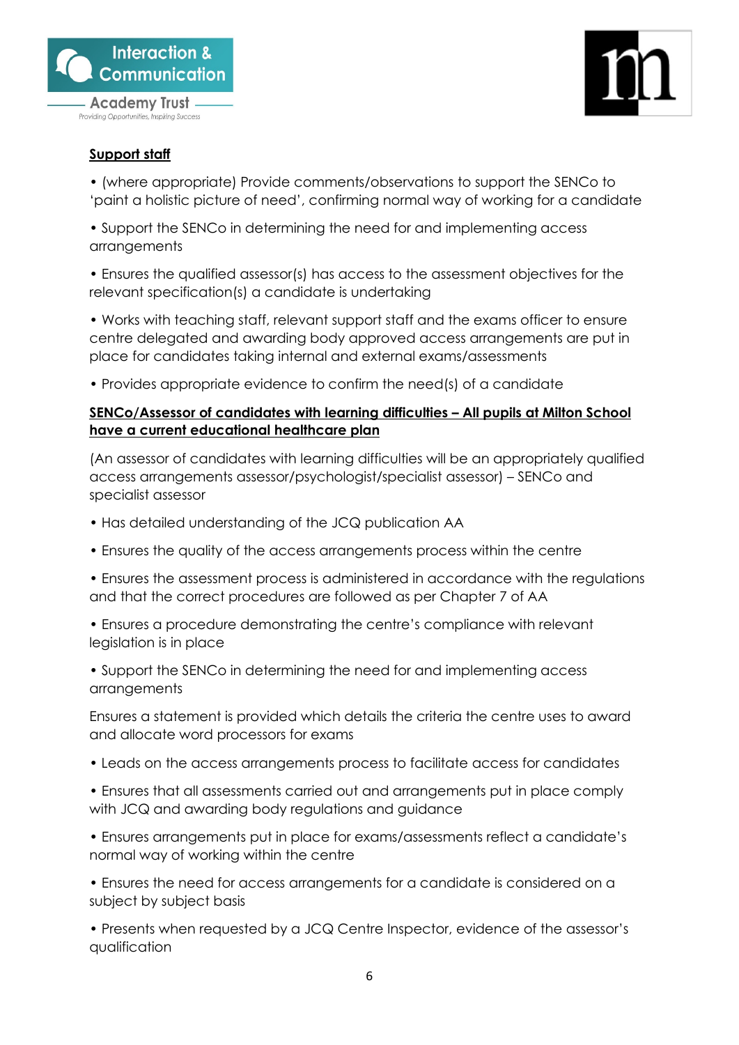**Support staff**

- (where appropriate) Provide comments/observations to support the SENCo to 'paint a holistic picture of need', confirming normal way of working for a candidate
- Support the SENCo in determining the need for and implementing access arrangements
- Ensures the qualified assessor(s) has access to the assessment objectives for the relevant specification(s) a candidate is undertaking
- Works with teaching staff, relevant support staff and the exams officer to ensure centre delegated and awarding body approved access arrangements are put in place for candidates taking internal and external exams/assessments
- Provides appropriate evidence to confirm the need(s) of a candidate

**SENCo/Assessor of candidates with learning difficulties – All pupils at Milton School have a current educational healthcare plan**

(An assessor of candidates with learning difficulties will be an appropriately qualified access arrangements assessor/psychologist/specialist assessor) – SENCo and specialist assessor

- Has detailed understanding of the JCQ publication AA
- Ensures the quality of the access arrangements process within the centre
- Ensures the assessment process is administered in accordance with the regulations and that the correct procedures are followed as per Chapter 7 of AA
- Ensures a procedure demonstrating the centre's compliance with relevant legislation is in place
- Support the SENCo in determining the need for and implementing access arrangements

Ensures a statement is provided which details the criteria the centre uses to award and allocate word processors for exams

- Leads on the access arrangements process to facilitate access for candidates
- Ensures that all assessments carried out and arrangements put in place comply with JCQ and awarding body regulations and guidance
- Ensures arrangements put in place for exams/assessments reflect a candidate's normal way of working within the centre
- Ensures the need for access arrangements for a candidate is considered on a subject by subject basis
- Presents when requested by a JCQ Centre Inspector, evidence of the assessor's qualification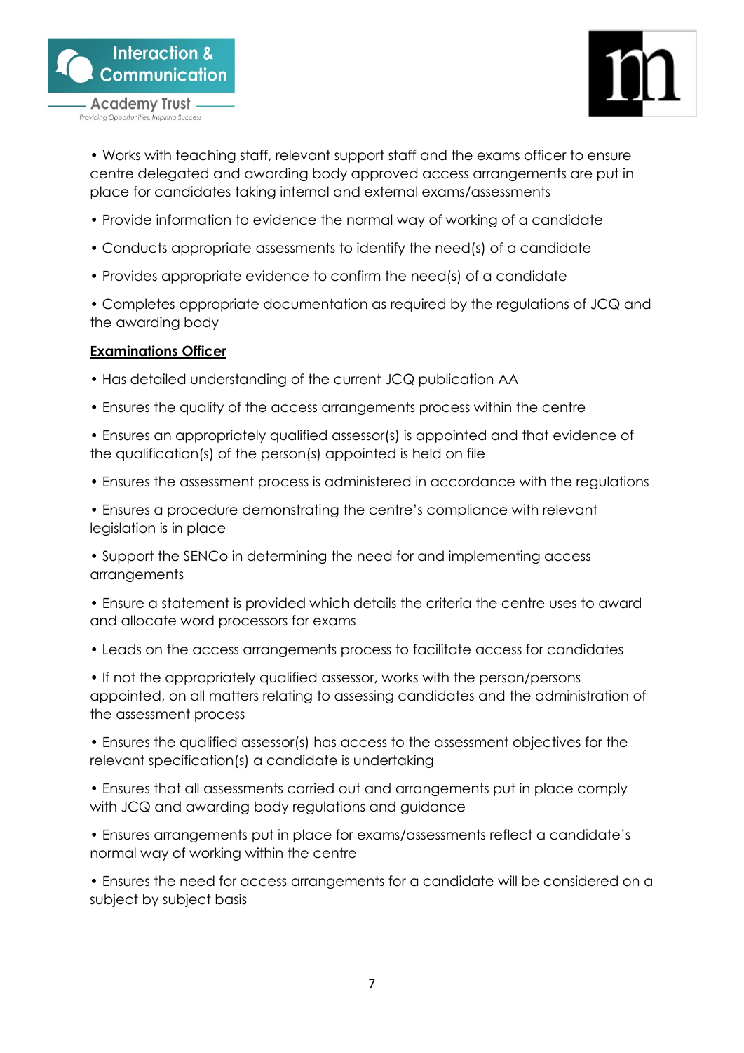• Works with teaching staff, relevant support staff and the exams officer to ensure centre delegated and awarding body approved access arrangements are put in place for candidates taking internal and external exams/assessments

• Provide information to evidence the normal way of working of a candidate

• Conducts appropriate assessments to identify the need(s) of a candidate

• Provides appropriate evidence to confirm the need(s) of a candidate

• Completes appropriate documentation as required by the regulations of JCQ and the awarding body

**<u>Examinations Officer</u>**

• Has detailed understanding of the current JCQ publication AA

• Ensures the quality of the access arrangements process within the centre

• Ensures an appropriately qualified assessor(s) is appointed and that evidence of the qualification(s) of the person(s) appointed is held on file

• Ensures the assessment process is administered in accordance with the regulations

• Ensures a procedure demonstrating the centre's compliance with relevant legislation is in place

• Support the SENCo in determining the need for and implementing access arrangements

• Ensure a statement is provided which details the criteria the centre uses to award and allocate word processors for exams

• Leads on the access arrangements process to facilitate access for candidates

• If not the appropriately qualified assessor, works with the person/persons appointed, on all matters relating to assessing candidates and the administration of the assessment process

• Ensures the qualified assessor(s) has access to the assessment objectives for the relevant specification(s) a candidate is undertaking

• Ensures that all assessments carried out and arrangements put in place comply with JCQ and awarding body regulations and guidance

• Ensures arrangements put in place for exams/assessments reflect a candidate's normal way of working within the centre

• Ensures the need for access arrangements for a candidate will be considered on a subject by subject basis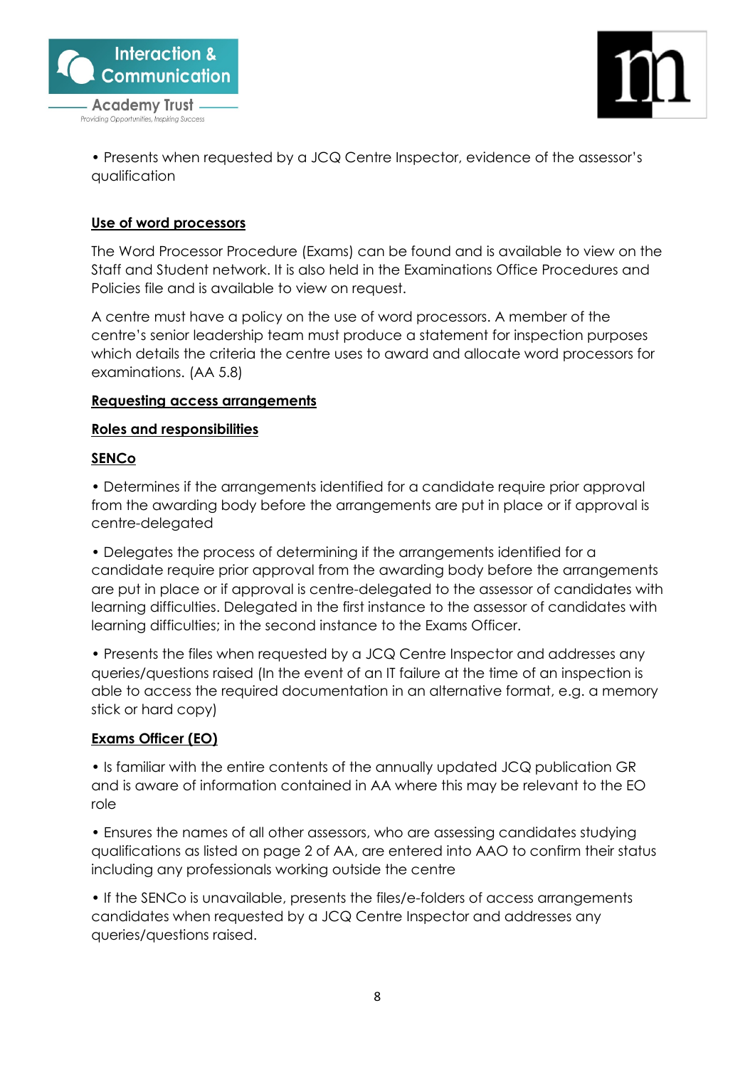• Presents when requested by a JCQ Centre Inspector, evidence of the assessor's qualification

**Use of word processors**

The Word Processor Procedure (Exams) can be found and is available to view on the Staff and Student network. It is also held in the Examinations Office Procedures and Policies file and is available to view on request.

A centre must have a policy on the use of word processors. A member of the centre's senior leadership team must produce a statement for inspection purposes which details the criteria the centre uses to award and allocate word processors for examinations. (AA 5.8)

**Requesting access arrangements**

**Roles and responsibilities**

**SENCo**

• Determines if the arrangements identified for a candidate require prior approval from the awarding body before the arrangements are put in place or if approval is centre-delegated

• Delegates the process of determining if the arrangements identified for a candidate require prior approval from the awarding body before the arrangements are put in place or if approval is centre-delegated to the assessor of candidates with learning difficulties. Delegated in the first instance to the assessor of candidates with learning difficulties; in the second instance to the Exams Officer.

• Presents the files when requested by a JCQ Centre Inspector and addresses any queries/questions raised (In the event of an IT failure at the time of an inspection is able to access the required documentation in an alternative format, e.g. a memory stick or hard copy)

**Exams Officer (EO)**

• Is familiar with the entire contents of the annually updated JCQ publication GR and is aware of information contained in AA where this may be relevant to the EO role

• Ensures the names of all other assessors, who are assessing candidates studying qualifications as listed on page 2 of AA, are entered into AAO to confirm their status including any professionals working outside the centre

• If the SENCo is unavailable, presents the files/e-folders of access arrangements candidates when requested by a JCQ Centre Inspector and addresses any queries/questions raised.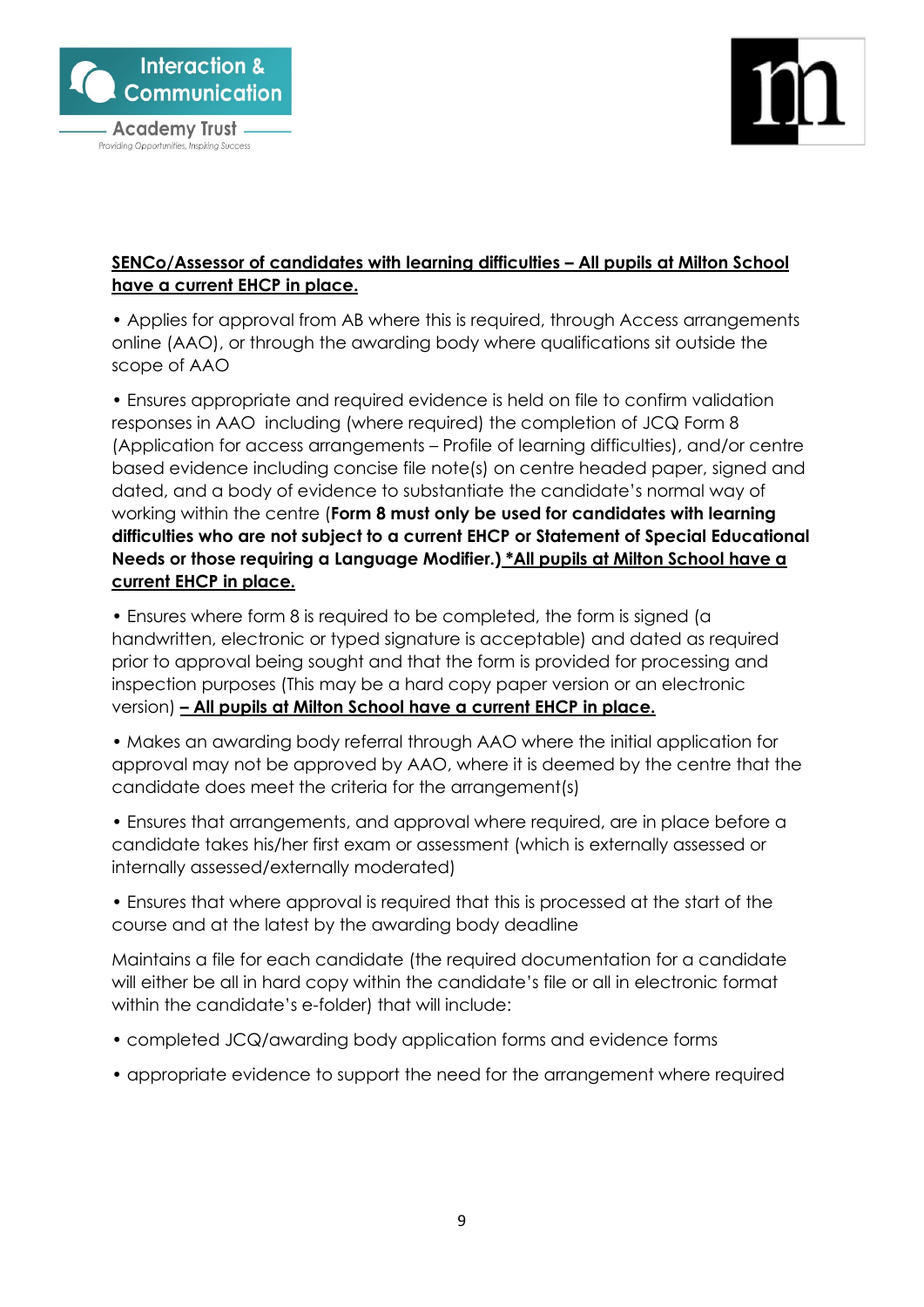**<u>SENCo/Assessor of candidates with learning difficulties – All pupils at Milton School have a current EHCP in place.</u>**

- Applies for approval from AB where this is required, through Access arrangements online (AAO), or through the awarding body where qualifications sit outside the scope of AAO

- Ensures appropriate and required evidence is held on file to confirm validation responses in AAO including (where required) the completion of JCQ Form 8 (Application for access arrangements – Profile of learning difficulties), and/or centre based evidence including concise file note(s) on centre headed paper, signed and dated, and a body of evidence to substantiate the candidate's normal way of working within the centre (**Form 8 must only be used for candidates with learning difficulties who are not subject to a current EHCP or Statement of Special Educational Needs or those requiring a Language Modifier.)** **<u>*All pupils at Milton School have a current EHCP in place.</u>**

- Ensures where form 8 is required to be completed, the form is signed (a handwritten, electronic or typed signature is acceptable) and dated as required prior to approval being sought and that the form is provided for processing and inspection purposes (This may be a hard copy paper version or an electronic version) **<u>– All pupils at Milton School have a current EHCP in place.</u>**

- Makes an awarding body referral through AAO where the initial application for approval may not be approved by AAO, where it is deemed by the centre that the candidate does meet the criteria for the arrangement(s)

- Ensures that arrangements, and approval where required, are in place before a candidate takes his/her first exam or assessment (which is externally assessed or internally assessed/externally moderated)

- Ensures that where approval is required that this is processed at the start of the course and at the latest by the awarding body deadline

Maintains a file for each candidate (the required documentation for a candidate will either be all in hard copy within the candidate's file or all in electronic format within the candidate's e-folder) that will include:

- completed JCQ/awarding body application forms and evidence forms

- appropriate evidence to support the need for the arrangement where required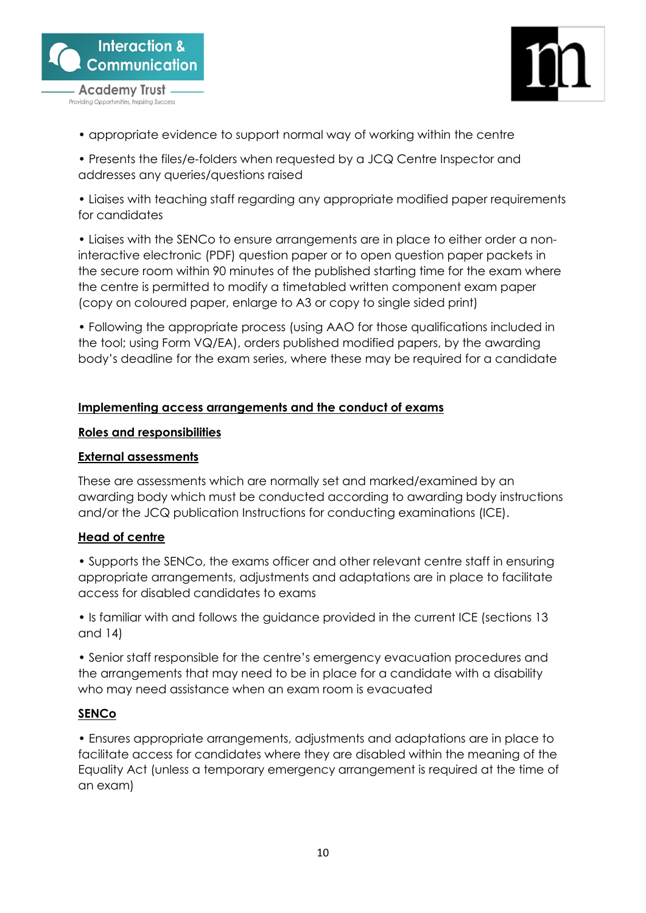- appropriate evidence to support normal way of working within the centre
- Presents the files/e-folders when requested by a JCQ Centre Inspector and addresses any queries/questions raised
- Liaises with teaching staff regarding any appropriate modified paper requirements for candidates
- Liaises with the SENCo to ensure arrangements are in place to either order a non-interactive electronic (PDF) question paper or to open question paper packets in the secure room within 90 minutes of the published starting time for the exam where the centre is permitted to modify a timetabled written component exam paper (copy on coloured paper, enlarge to A3 or copy to single sided print)
- Following the appropriate process (using AAO for those qualifications included in the tool; using Form VQ/EA), orders published modified papers, by the awarding body's deadline for the exam series, where these may be required for a candidate

## Implementing access arrangements and the conduct of exams

### Roles and responsibilities

### External assessments

These are assessments which are normally set and marked/examined by an awarding body which must be conducted according to awarding body instructions and/or the JCQ publication Instructions for conducting examinations (ICE).

### Head of centre

- Supports the SENCo, the exams officer and other relevant centre staff in ensuring appropriate arrangements, adjustments and adaptations are in place to facilitate access for disabled candidates to exams
- Is familiar with and follows the guidance provided in the current ICE (sections 13 and 14)
- Senior staff responsible for the centre's emergency evacuation procedures and the arrangements that may need to be in place for a candidate with a disability who may need assistance when an exam room is evacuated

### SENCo

- Ensures appropriate arrangements, adjustments and adaptations are in place to facilitate access for candidates where they are disabled within the meaning of the Equality Act (unless a temporary emergency arrangement is required at the time of an exam)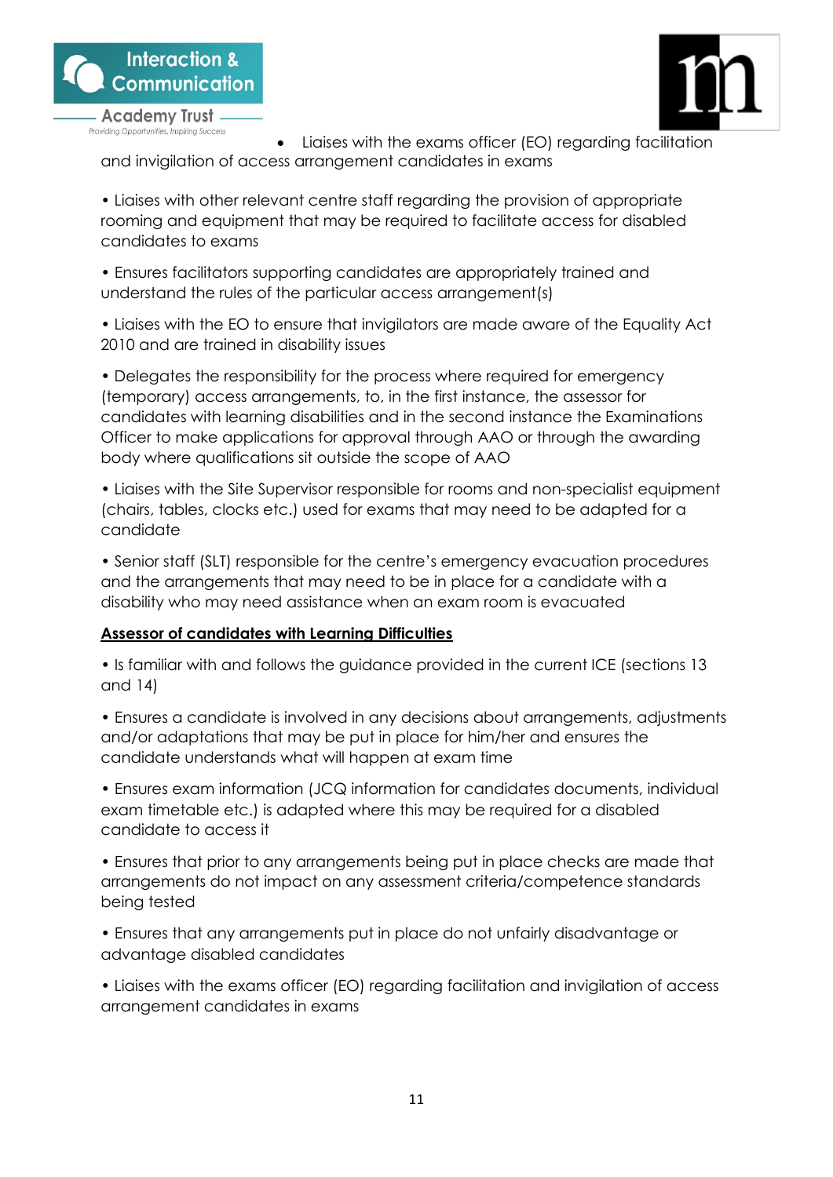- Liaises with the exams officer (EO) regarding facilitation and invigilation of access arrangement candidates in exams

- Liaises with other relevant centre staff regarding the provision of appropriate rooming and equipment that may be required to facilitate access for disabled candidates to exams

- Ensures facilitators supporting candidates are appropriately trained and understand the rules of the particular access arrangement(s)

- Liaises with the EO to ensure that invigilators are made aware of the Equality Act 2010 and are trained in disability issues

- Delegates the responsibility for the process where required for emergency (temporary) access arrangements, to, in the first instance, the assessor for candidates with learning disabilities and in the second instance the Examinations Officer to make applications for approval through AAO or through the awarding body where qualifications sit outside the scope of AAO

- Liaises with the Site Supervisor responsible for rooms and non-specialist equipment (chairs, tables, clocks etc.) used for exams that may need to be adapted for a candidate

- Senior staff (SLT) responsible for the centre's emergency evacuation procedures and the arrangements that may need to be in place for a candidate with a disability who may need assistance when an exam room is evacuated

**<u>Assessor of candidates with Learning Difficulties</u>**

- Is familiar with and follows the guidance provided in the current ICE (sections 13 and 14)

- Ensures a candidate is involved in any decisions about arrangements, adjustments and/or adaptations that may be put in place for him/her and ensures the candidate understands what will happen at exam time

- Ensures exam information (JCQ information for candidates documents, individual exam timetable etc.) is adapted where this may be required for a disabled candidate to access it

- Ensures that prior to any arrangements being put in place checks are made that arrangements do not impact on any assessment criteria/competence standards being tested

- Ensures that any arrangements put in place do not unfairly disadvantage or advantage disabled candidates

- Liaises with the exams officer (EO) regarding facilitation and invigilation of access arrangement candidates in exams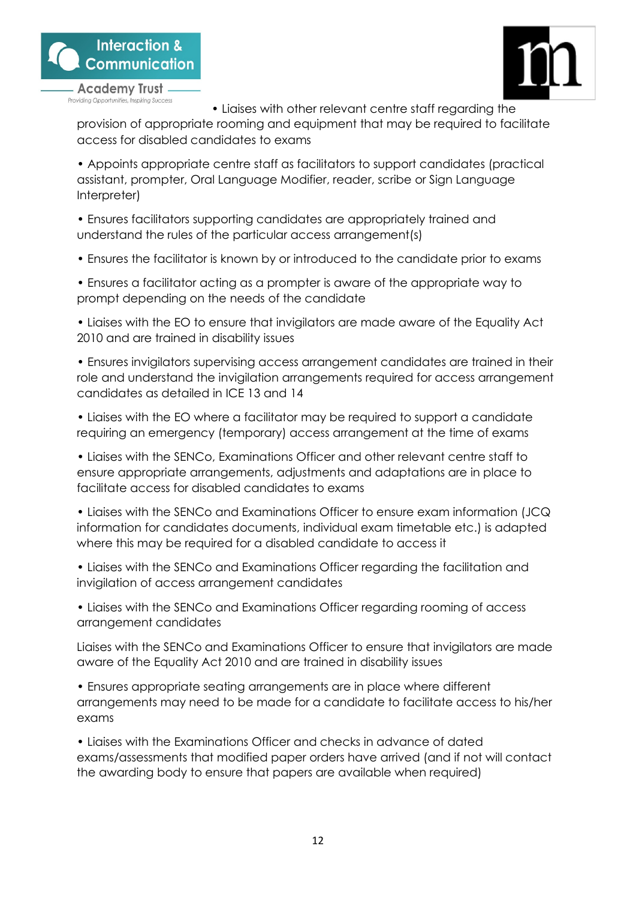- Liaises with other relevant centre staff regarding the provision of appropriate rooming and equipment that may be required to facilitate access for disabled candidates to exams

- Appoints appropriate centre staff as facilitators to support candidates (practical assistant, prompter, Oral Language Modifier, reader, scribe or Sign Language Interpreter)

- Ensures facilitators supporting candidates are appropriately trained and understand the rules of the particular access arrangement(s)

- Ensures the facilitator is known by or introduced to the candidate prior to exams

- Ensures a facilitator acting as a prompter is aware of the appropriate way to prompt depending on the needs of the candidate

- Liaises with the EO to ensure that invigilators are made aware of the Equality Act 2010 and are trained in disability issues

- Ensures invigilators supervising access arrangement candidates are trained in their role and understand the invigilation arrangements required for access arrangement candidates as detailed in ICE 13 and 14

- Liaises with the EO where a facilitator may be required to support a candidate requiring an emergency (temporary) access arrangement at the time of exams

- Liaises with the SENCo, Examinations Officer and other relevant centre staff to ensure appropriate arrangements, adjustments and adaptations are in place to facilitate access for disabled candidates to exams

- Liaises with the SENCo and Examinations Officer to ensure exam information (JCQ information for candidates documents, individual exam timetable etc.) is adapted where this may be required for a disabled candidate to access it

- Liaises with the SENCo and Examinations Officer regarding the facilitation and invigilation of access arrangement candidates

- Liaises with the SENCo and Examinations Officer regarding rooming of access arrangement candidates

Liaises with the SENCo and Examinations Officer to ensure that invigilators are made aware of the Equality Act 2010 and are trained in disability issues

- Ensures appropriate seating arrangements are in place where different arrangements may need to be made for a candidate to facilitate access to his/her exams

- Liaises with the Examinations Officer and checks in advance of dated exams/assessments that modified paper orders have arrived (and if not will contact the awarding body to ensure that papers are available when required)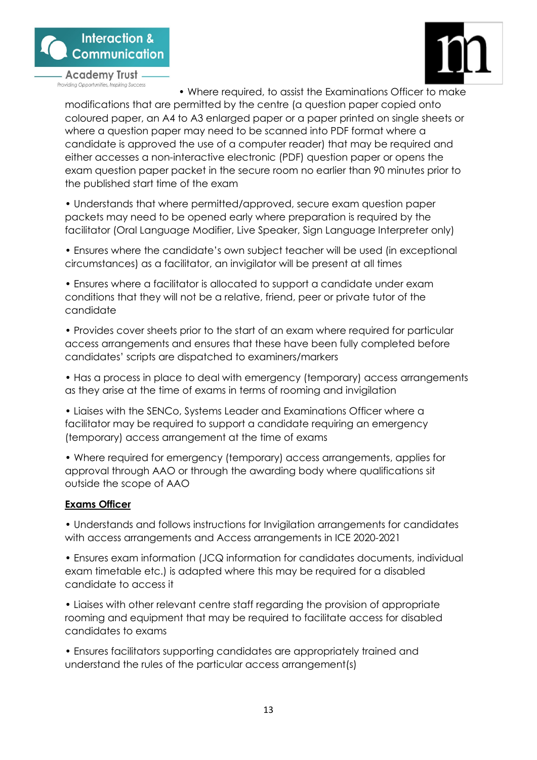- Where required, to assist the Examinations Officer to make modifications that are permitted by the centre (a question paper copied onto coloured paper, an A4 to A3 enlarged paper or a paper printed on single sheets or where a question paper may need to be scanned into PDF format where a candidate is approved the use of a computer reader) that may be required and either accesses a non-interactive electronic (PDF) question paper or opens the exam question paper packet in the secure room no earlier than 90 minutes prior to the published start time of the exam

- Understands that where permitted/approved, secure exam question paper packets may need to be opened early where preparation is required by the facilitator (Oral Language Modifier, Live Speaker, Sign Language Interpreter only)

- Ensures where the candidate's own subject teacher will be used (in exceptional circumstances) as a facilitator, an invigilator will be present at all times

- Ensures where a facilitator is allocated to support a candidate under exam conditions that they will not be a relative, friend, peer or private tutor of the candidate

- Provides cover sheets prior to the start of an exam where required for particular access arrangements and ensures that these have been fully completed before candidates' scripts are dispatched to examiners/markers

- Has a process in place to deal with emergency (temporary) access arrangements as they arise at the time of exams in terms of rooming and invigilation

- Liaises with the SENCo, Systems Leader and Examinations Officer where a facilitator may be required to support a candidate requiring an emergency (temporary) access arrangement at the time of exams

- Where required for emergency (temporary) access arrangements, applies for approval through AAO or through the awarding body where qualifications sit outside the scope of AAO

**Exams Officer**

- Understands and follows instructions for Invigilation arrangements for candidates with access arrangements and Access arrangements in ICE 2020-2021

- Ensures exam information (JCQ information for candidates documents, individual exam timetable etc.) is adapted where this may be required for a disabled candidate to access it

- Liaises with other relevant centre staff regarding the provision of appropriate rooming and equipment that may be required to facilitate access for disabled candidates to exams

- Ensures facilitators supporting candidates are appropriately trained and understand the rules of the particular access arrangement(s)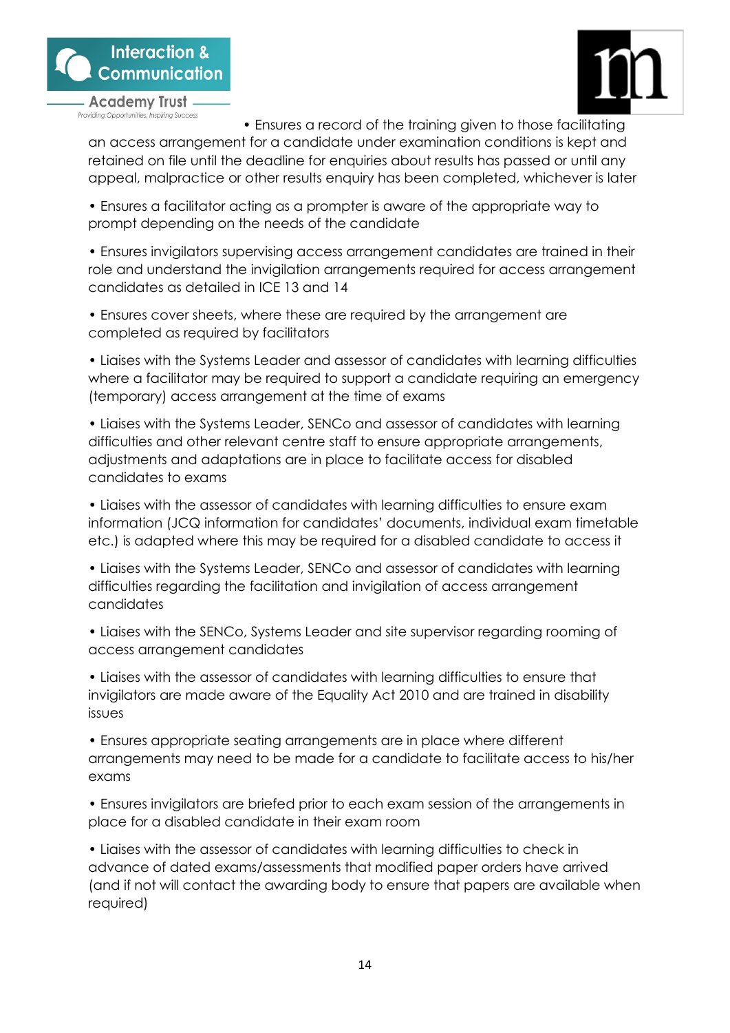- Ensures a record of the training given to those facilitating an access arrangement for a candidate under examination conditions is kept and retained on file until the deadline for enquiries about results has passed or until any appeal, malpractice or other results enquiry has been completed, whichever is later

- Ensures a facilitator acting as a prompter is aware of the appropriate way to prompt depending on the needs of the candidate

- Ensures invigilators supervising access arrangement candidates are trained in their role and understand the invigilation arrangements required for access arrangement candidates as detailed in ICE 13 and 14

- Ensures cover sheets, where these are required by the arrangement are completed as required by facilitators

- Liaises with the Systems Leader and assessor of candidates with learning difficulties where a facilitator may be required to support a candidate requiring an emergency (temporary) access arrangement at the time of exams

- Liaises with the Systems Leader, SENCo and assessor of candidates with learning difficulties and other relevant centre staff to ensure appropriate arrangements, adjustments and adaptations are in place to facilitate access for disabled candidates to exams

- Liaises with the assessor of candidates with learning difficulties to ensure exam information (JCQ information for candidates' documents, individual exam timetable etc.) is adapted where this may be required for a disabled candidate to access it

- Liaises with the Systems Leader, SENCo and assessor of candidates with learning difficulties regarding the facilitation and invigilation of access arrangement candidates

- Liaises with the SENCo, Systems Leader and site supervisor regarding rooming of access arrangement candidates

- Liaises with the assessor of candidates with learning difficulties to ensure that invigilators are made aware of the Equality Act 2010 and are trained in disability issues

- Ensures appropriate seating arrangements are in place where different arrangements may need to be made for a candidate to facilitate access to his/her exams

- Ensures invigilators are briefed prior to each exam session of the arrangements in place for a disabled candidate in their exam room

- Liaises with the assessor of candidates with learning difficulties to check in advance of dated exams/assessments that modified paper orders have arrived (and if not will contact the awarding body to ensure that papers are available when required)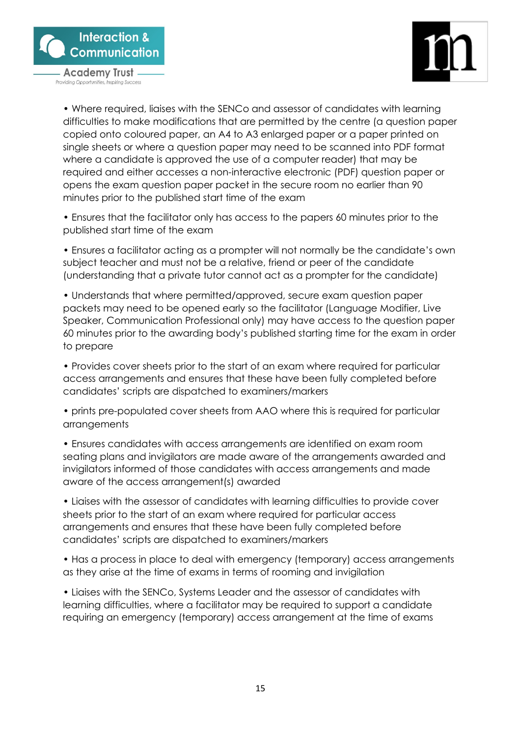- Where required, liaises with the SENCo and assessor of candidates with learning difficulties to make modifications that are permitted by the centre (a question paper copied onto coloured paper, an A4 to A3 enlarged paper or a paper printed on single sheets or where a question paper may need to be scanned into PDF format where a candidate is approved the use of a computer reader) that may be required and either accesses a non-interactive electronic (PDF) question paper or opens the exam question paper packet in the secure room no earlier than 90 minutes prior to the published start time of the exam

- Ensures that the facilitator only has access to the papers 60 minutes prior to the published start time of the exam

- Ensures a facilitator acting as a prompter will not normally be the candidate's own subject teacher and must not be a relative, friend or peer of the candidate (understanding that a private tutor cannot act as a prompter for the candidate)

- Understands that where permitted/approved, secure exam question paper packets may need to be opened early so the facilitator (Language Modifier, Live Speaker, Communication Professional only) may have access to the question paper 60 minutes prior to the awarding body's published starting time for the exam in order to prepare

- Provides cover sheets prior to the start of an exam where required for particular access arrangements and ensures that these have been fully completed before candidates' scripts are dispatched to examiners/markers

- prints pre-populated cover sheets from AAO where this is required for particular arrangements

- Ensures candidates with access arrangements are identified on exam room seating plans and invigilators are made aware of the arrangements awarded and invigilators informed of those candidates with access arrangements and made aware of the access arrangement(s) awarded

- Liaises with the assessor of candidates with learning difficulties to provide cover sheets prior to the start of an exam where required for particular access arrangements and ensures that these have been fully completed before candidates' scripts are dispatched to examiners/markers

- Has a process in place to deal with emergency (temporary) access arrangements as they arise at the time of exams in terms of rooming and invigilation

- Liaises with the SENCo, Systems Leader and the assessor of candidates with learning difficulties, where a facilitator may be required to support a candidate requiring an emergency (temporary) access arrangement at the time of exams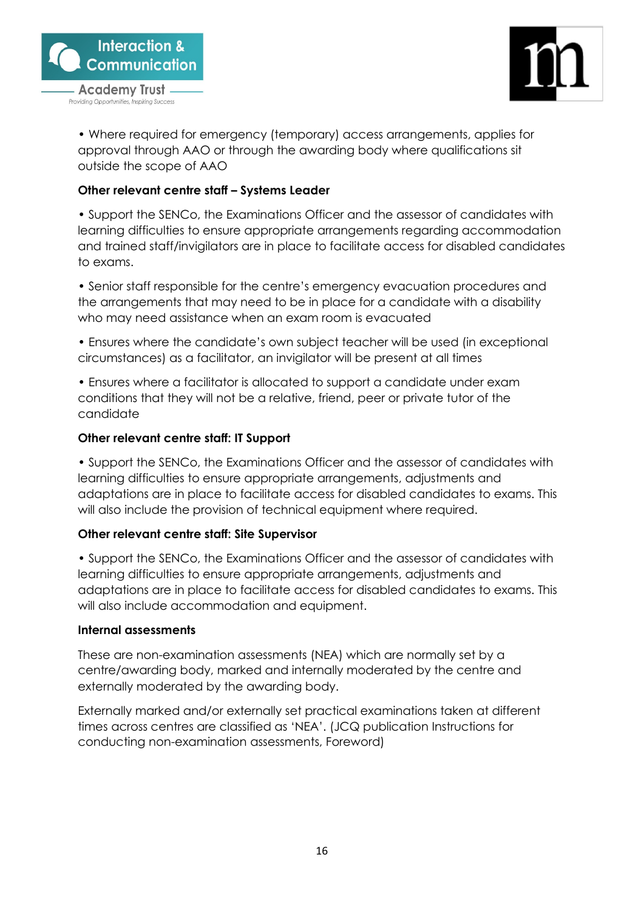- Where required for emergency (temporary) access arrangements, applies for approval through AAO or through the awarding body where qualifications sit outside the scope of AAO

**Other relevant centre staff – Systems Leader**

- Support the SENCo, the Examinations Officer and the assessor of candidates with learning difficulties to ensure appropriate arrangements regarding accommodation and trained staff/invigilators are in place to facilitate access for disabled candidates to exams.
- Senior staff responsible for the centre's emergency evacuation procedures and the arrangements that may need to be in place for a candidate with a disability who may need assistance when an exam room is evacuated
- Ensures where the candidate's own subject teacher will be used (in exceptional circumstances) as a facilitator, an invigilator will be present at all times
- Ensures where a facilitator is allocated to support a candidate under exam conditions that they will not be a relative, friend, peer or private tutor of the candidate

**Other relevant centre staff: IT Support**

- Support the SENCo, the Examinations Officer and the assessor of candidates with learning difficulties to ensure appropriate arrangements, adjustments and adaptations are in place to facilitate access for disabled candidates to exams. This will also include the provision of technical equipment where required.

**Other relevant centre staff: Site Supervisor**

- Support the SENCo, the Examinations Officer and the assessor of candidates with learning difficulties to ensure appropriate arrangements, adjustments and adaptations are in place to facilitate access for disabled candidates to exams. This will also include accommodation and equipment.

**Internal assessments**

These are non-examination assessments (NEA) which are normally set by a centre/awarding body, marked and internally moderated by the centre and externally moderated by the awarding body.

Externally marked and/or externally set practical examinations taken at different times across centres are classified as 'NEA'. (JCQ publication Instructions for conducting non-examination assessments, Foreword)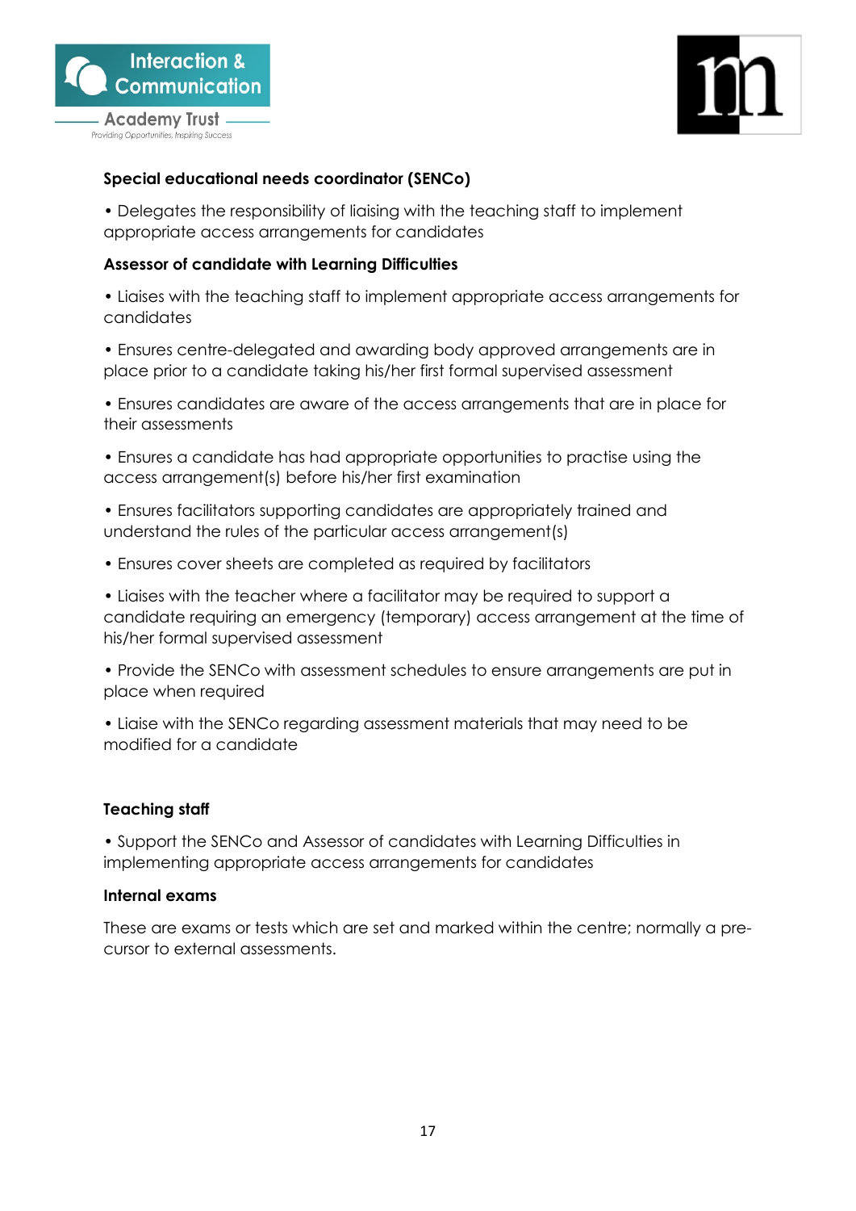**Special educational needs coordinator (SENCo)**

• Delegates the responsibility of liaising with the teaching staff to implement appropriate access arrangements for candidates

**Assessor of candidate with Learning Difficulties**

• Liaises with the teaching staff to implement appropriate access arrangements for candidates

• Ensures centre-delegated and awarding body approved arrangements are in place prior to a candidate taking his/her first formal supervised assessment

• Ensures candidates are aware of the access arrangements that are in place for their assessments

• Ensures a candidate has had appropriate opportunities to practise using the access arrangement(s) before his/her first examination

• Ensures facilitators supporting candidates are appropriately trained and understand the rules of the particular access arrangement(s)

• Ensures cover sheets are completed as required by facilitators

• Liaises with the teacher where a facilitator may be required to support a candidate requiring an emergency (temporary) access arrangement at the time of his/her formal supervised assessment

• Provide the SENCo with assessment schedules to ensure arrangements are put in place when required

• Liaise with the SENCo regarding assessment materials that may need to be modified for a candidate

**Teaching staff**

• Support the SENCo and Assessor of candidates with Learning Difficulties in implementing appropriate access arrangements for candidates

**Internal exams**

These are exams or tests which are set and marked within the centre; normally a pre-cursor to external assessments.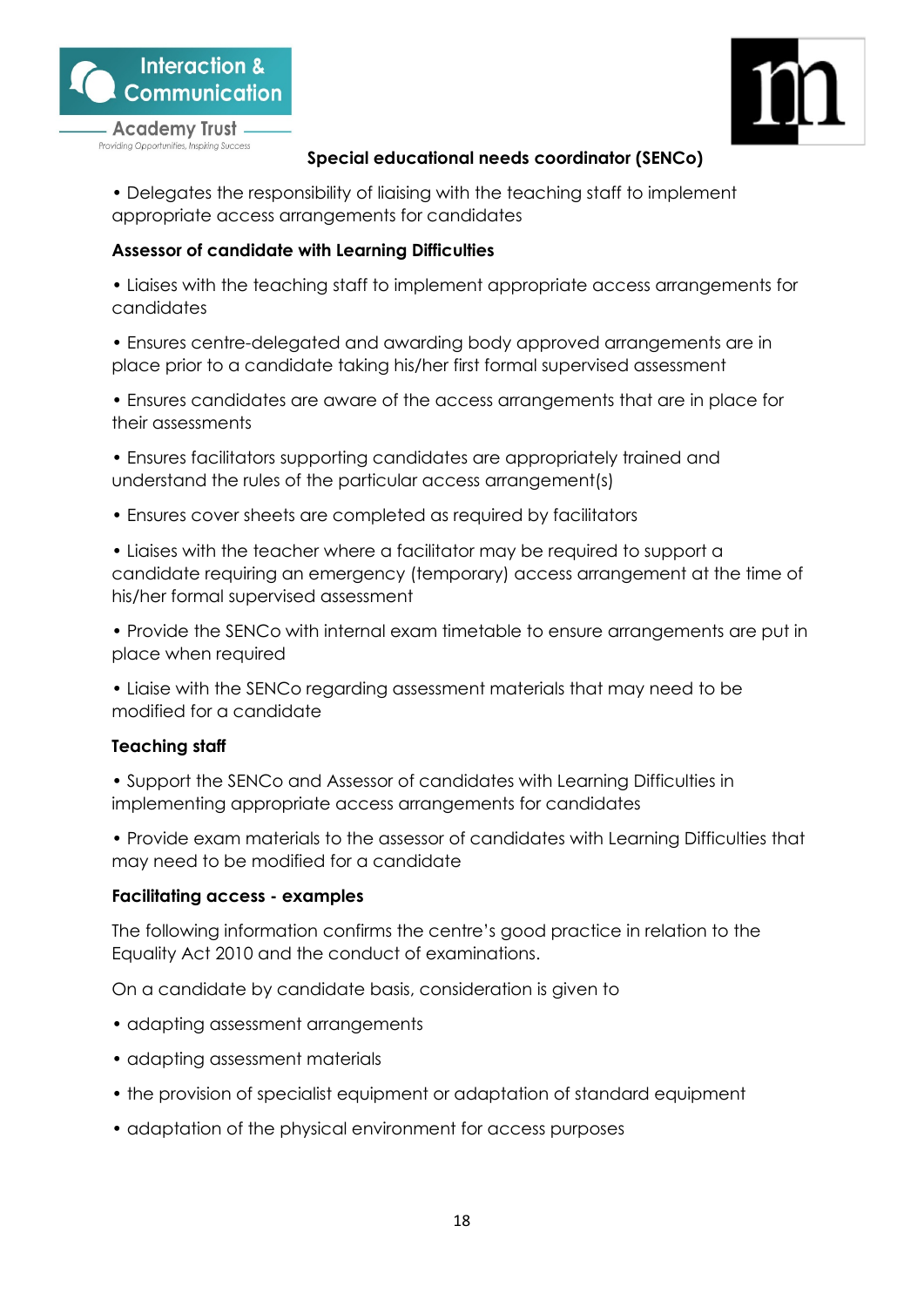**Special educational needs coordinator (SENCo)**

- Delegates the responsibility of liaising with the teaching staff to implement appropriate access arrangements for candidates

**Assessor of candidate with Learning Difficulties**

- Liaises with the teaching staff to implement appropriate access arrangements for candidates
- Ensures centre-delegated and awarding body approved arrangements are in place prior to a candidate taking his/her first formal supervised assessment
- Ensures candidates are aware of the access arrangements that are in place for their assessments
- Ensures facilitators supporting candidates are appropriately trained and understand the rules of the particular access arrangement(s)
- Ensures cover sheets are completed as required by facilitators
- Liaises with the teacher where a facilitator may be required to support a candidate requiring an emergency (temporary) access arrangement at the time of his/her formal supervised assessment
- Provide the SENCo with internal exam timetable to ensure arrangements are put in place when required
- Liaise with the SENCo regarding assessment materials that may need to be modified for a candidate

**Teaching staff**

- Support the SENCo and Assessor of candidates with Learning Difficulties in implementing appropriate access arrangements for candidates
- Provide exam materials to the assessor of candidates with Learning Difficulties that may need to be modified for a candidate

**Facilitating access - examples**

The following information confirms the centre's good practice in relation to the Equality Act 2010 and the conduct of examinations.

On a candidate by candidate basis, consideration is given to

- adapting assessment arrangements
- adapting assessment materials
- the provision of specialist equipment or adaptation of standard equipment
- adaptation of the physical environment for access purposes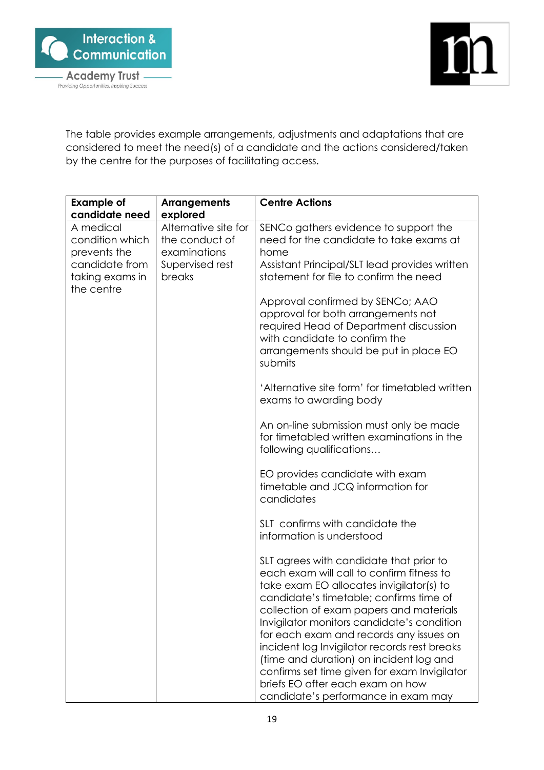The table provides example arrangements, adjustments and adaptations that are considered to meet the need(s) of a candidate and the actions considered/taken by the centre for the purposes of facilitating access.

| Example of candidate need | Arrangements explored | Centre Actions |
|---|---|---|
| A medical condition which prevents the candidate from taking exams in the centre | Alternative site for the conduct of examinations<br>Supervised rest breaks | SENCo gathers evidence to support the need for the candidate to take exams at home<br>Assistant Principal/SLT lead provides written statement for file to confirm the need<br><br>Approval confirmed by SENCo; AAO approval for both arrangements not required Head of Department discussion with candidate to confirm the arrangements should be put in place EO submits<br><br>'Alternative site form' for timetabled written exams to awarding body<br><br>An on-line submission must only be made for timetabled written examinations in the following qualifications…<br><br>EO provides candidate with exam timetable and JCQ information for candidates<br><br>SLT confirms with candidate the information is understood<br><br>SLT agrees with candidate that prior to each exam will call to confirm fitness to take exam EO allocates invigilator(s) to candidate's timetable; confirms time of collection of exam papers and materials Invigilator monitors candidate's condition for each exam and records any issues on incident log Invigilator records rest breaks (time and duration) on incident log and confirms set time given for exam Invigilator briefs EO after each exam on how candidate's performance in exam may |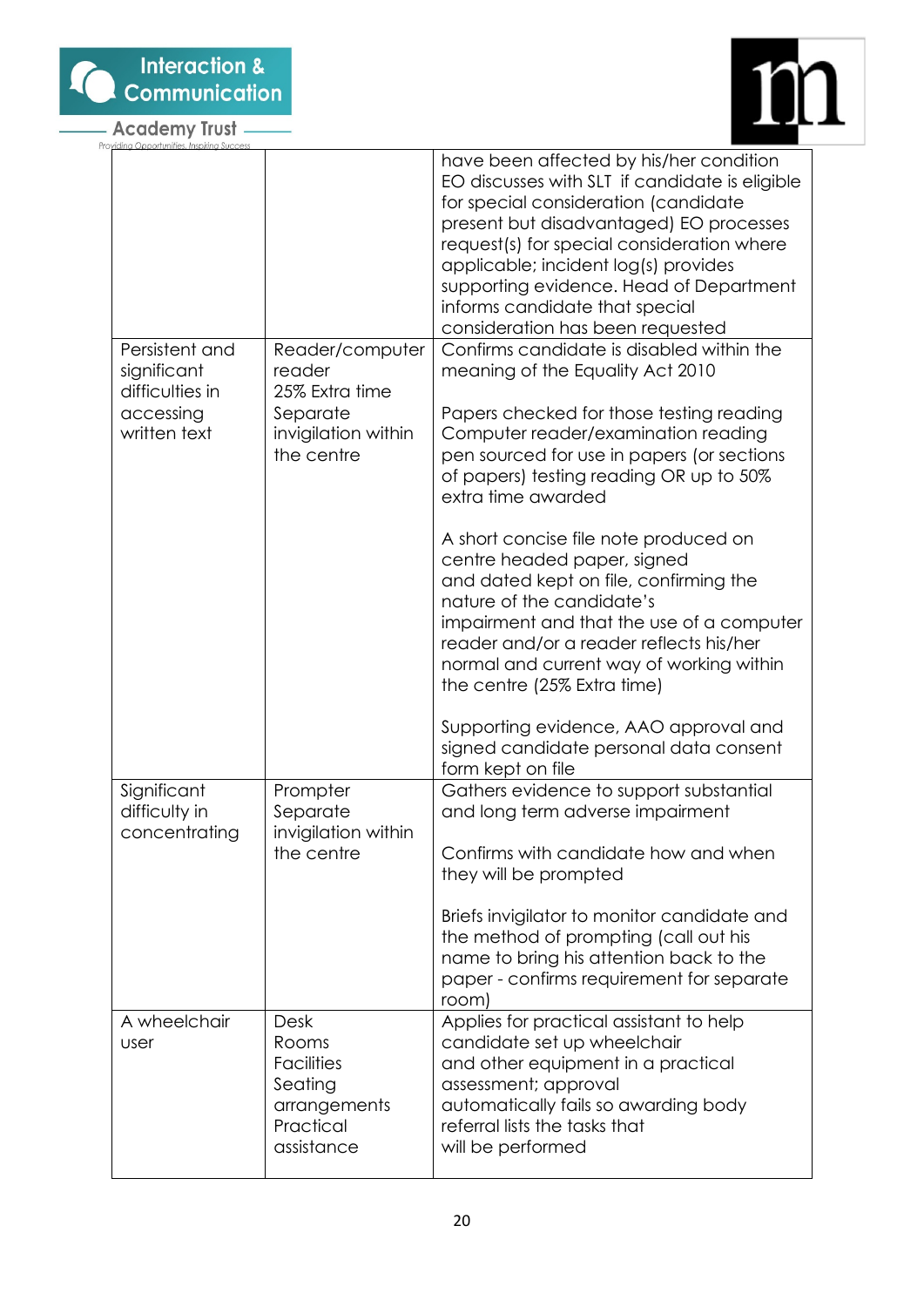| | | |
|---|---|---|
| | | have been affected by his/her condition EO discusses with SLT if candidate is eligible for special consideration (candidate present but disadvantaged) EO processes request(s) for special consideration where applicable; incident log(s) provides supporting evidence. Head of Department informs candidate that special consideration has been requested |
| Persistent and significant difficulties in accessing written text | Reader/computer reader<br>25% Extra time<br>Separate invigilation within the centre | Confirms candidate is disabled within the meaning of the Equality Act 2010<br><br>Papers checked for those testing reading Computer reader/examination reading pen sourced for use in papers (or sections of papers) testing reading OR up to 50% extra time awarded<br><br>A short concise file note produced on centre headed paper, signed and dated kept on file, confirming the nature of the candidate's impairment and that the use of a computer reader and/or a reader reflects his/her normal and current way of working within the centre (25% Extra time)<br><br>Supporting evidence, AAO approval and signed candidate personal data consent form kept on file |
| Significant difficulty in concentrating | Prompter<br>Separate invigilation within the centre | Gathers evidence to support substantial and long term adverse impairment<br><br>Confirms with candidate how and when they will be prompted<br><br>Briefs invigilator to monitor candidate and the method of prompting (call out his name to bring his attention back to the paper - confirms requirement for separate room) |
| A wheelchair user | Desk<br>Rooms<br>Facilities<br>Seating arrangements<br>Practical assistance | Applies for practical assistant to help candidate set up wheelchair and other equipment in a practical assessment; approval automatically fails so awarding body referral lists the tasks that will be performed |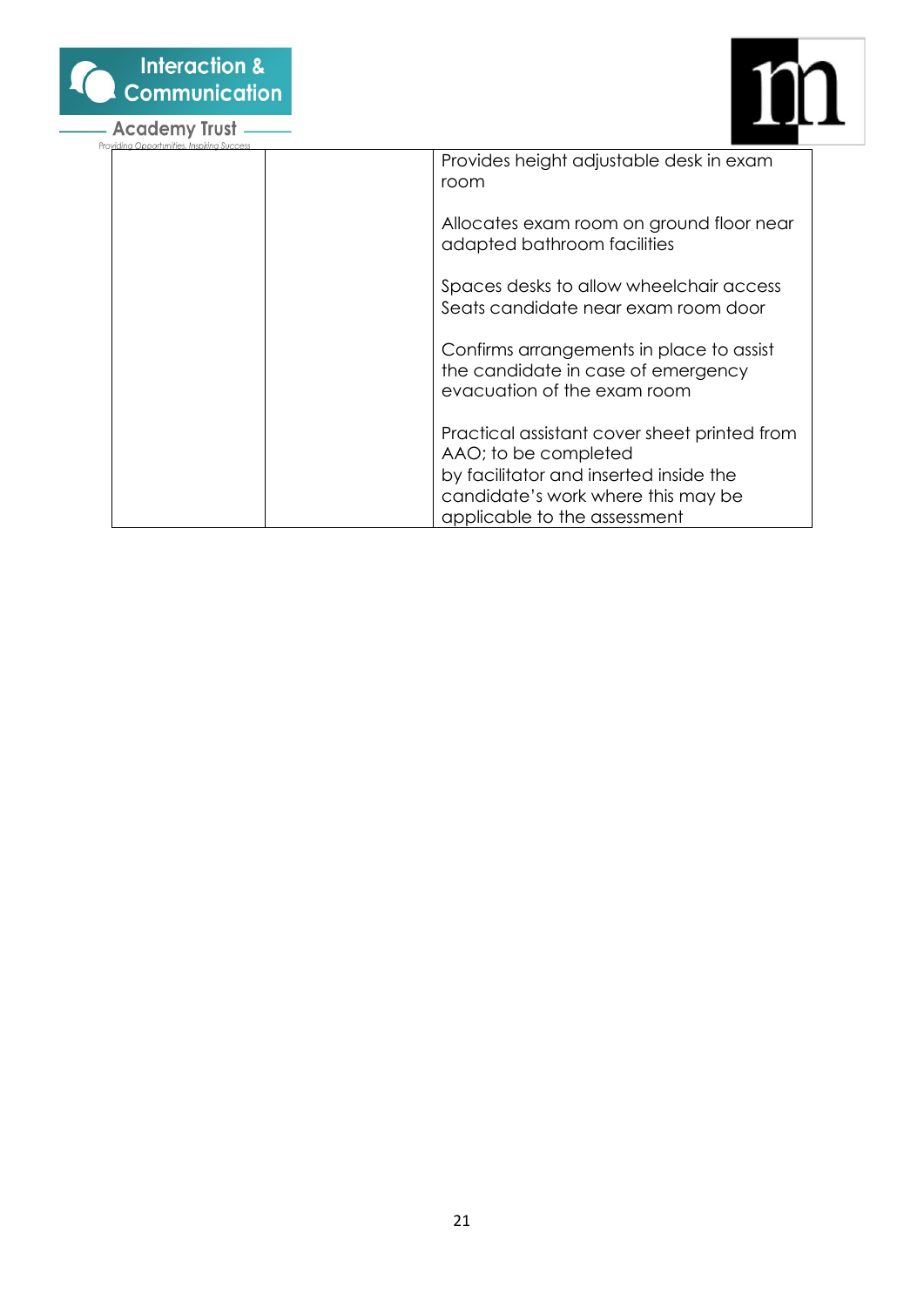| | | |
|---|---|---|
| | | Provides height adjustable desk in exam room<br><br>Allocates exam room on ground floor near adapted bathroom facilities<br><br>Spaces desks to allow wheelchair access<br>Seats candidate near exam room door<br><br>Confirms arrangements in place to assist the candidate in case of emergency evacuation of the exam room<br><br>Practical assistant cover sheet printed from AAO; to be completed<br>by facilitator and inserted inside the candidate's work where this may be applicable to the assessment |